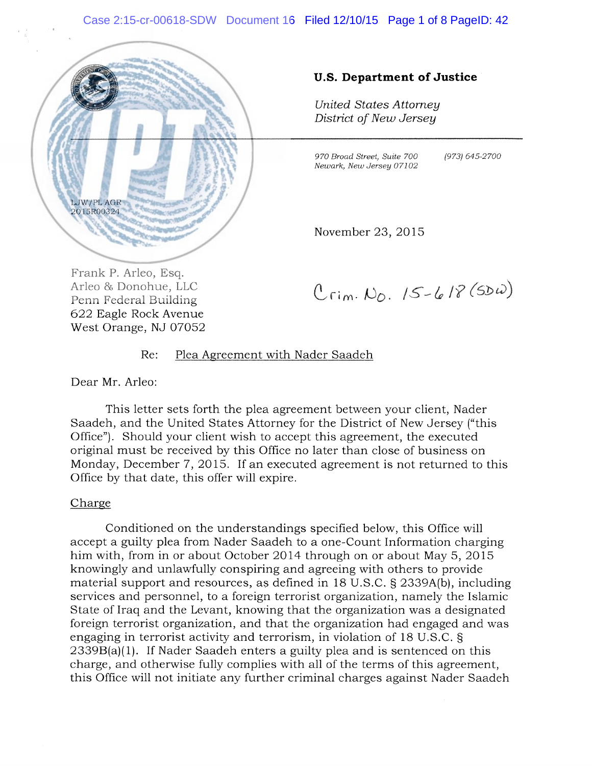**U.S. Department of Justice**

*United States Attorney*
*District of New Jersey*

*970 Broad Street, Suite 700*
*Newark, New Jersey 07102*

*(973) 645-2700*

LJW/PL AGR
2015R00324

November 23, 2015

Frank P. Arleo, Esq.
Arleo & Donohue, LLC
Penn Federal Building
622 Eagle Rock Avenue
West Orange, NJ 07052

Crim. No. 15-618 (SDW)

Re: Plea Agreement with Nader Saadeh

Dear Mr. Arleo:

This letter sets forth the plea agreement between your client, Nader Saadeh, and the United States Attorney for the District of New Jersey ("this Office"). Should your client wish to accept this agreement, the executed original must be received by this Office no later than close of business on Monday, December 7, 2015. If an executed agreement is not returned to this Office by that date, this offer will expire.

Charge

Conditioned on the understandings specified below, this Office will accept a guilty plea from Nader Saadeh to a one-Count Information charging him with, from in or about October 2014 through on or about May 5, 2015 knowingly and unlawfully conspiring and agreeing with others to provide material support and resources, as defined in 18 U.S.C. § 2339A(b), including services and personnel, to a foreign terrorist organization, namely the Islamic State of Iraq and the Levant, knowing that the organization was a designated foreign terrorist organization, and that the organization had engaged and was engaging in terrorist activity and terrorism, in violation of 18 U.S.C. § 2339B(a)(1). If Nader Saadeh enters a guilty plea and is sentenced on this charge, and otherwise fully complies with all of the terms of this agreement, this Office will not initiate any further criminal charges against Nader Saadeh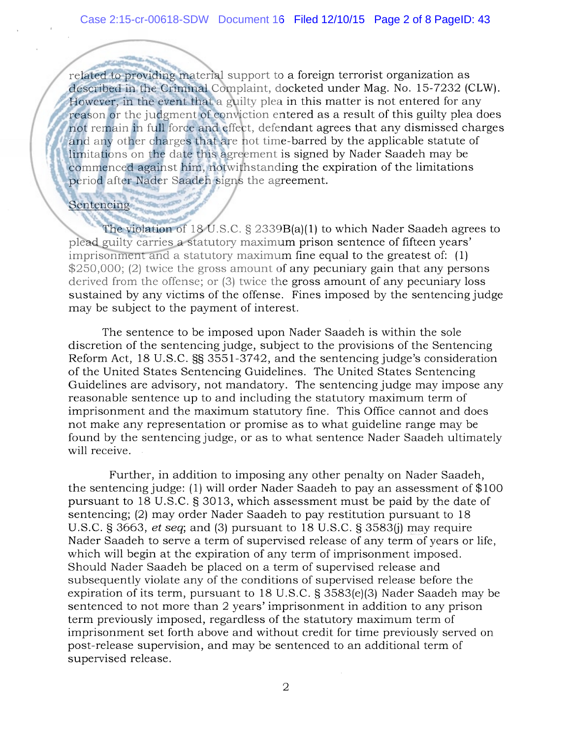related to providing material support to a foreign terrorist organization as described in the Criminal Complaint, docketed under Mag. No. 15-7232 (CLW). However, in the event that a guilty plea in this matter is not entered for any reason or the judgment of conviction entered as a result of this guilty plea does not remain in full force and effect, defendant agrees that any dismissed charges and any other charges that are not time-barred by the applicable statute of limitations on the date this agreement is signed by Nader Saadeh may be commenced against him, notwithstanding the expiration of the limitations period after Nader Saadeh signs the agreement.

Sentencing

The violation of 18 U.S.C. § 2339B(a)(1) to which Nader Saadeh agrees to plead guilty carries a statutory maximum prison sentence of fifteen years' imprisonment and a statutory maximum fine equal to the greatest of: (1) $250,000; (2) twice the gross amount of any pecuniary gain that any persons derived from the offense; or (3) twice the gross amount of any pecuniary loss sustained by any victims of the offense. Fines imposed by the sentencing judge may be subject to the payment of interest.

The sentence to be imposed upon Nader Saadeh is within the sole discretion of the sentencing judge, subject to the provisions of the Sentencing Reform Act, 18 U.S.C. §§ 3551-3742, and the sentencing judge's consideration of the United States Sentencing Guidelines. The United States Sentencing Guidelines are advisory, not mandatory. The sentencing judge may impose any reasonable sentence up to and including the statutory maximum term of imprisonment and the maximum statutory fine. This Office cannot and does not make any representation or promise as to what guideline range may be found by the sentencing judge, or as to what sentence Nader Saadeh ultimately will receive.

Further, in addition to imposing any other penalty on Nader Saadeh, the sentencing judge: (1) will order Nader Saadeh to pay an assessment of $100 pursuant to 18 U.S.C. § 3013, which assessment must be paid by the date of sentencing; (2) may order Nader Saadeh to pay restitution pursuant to 18 U.S.C. § 3663, *et seq*; and (3) pursuant to 18 U.S.C. § 3583(j) may require Nader Saadeh to serve a term of supervised release of any term of years or life, which will begin at the expiration of any term of imprisonment imposed. Should Nader Saadeh be placed on a term of supervised release and subsequently violate any of the conditions of supervised release before the expiration of its term, pursuant to 18 U.S.C. § 3583(e)(3) Nader Saadeh may be sentenced to not more than 2 years' imprisonment in addition to any prison term previously imposed, regardless of the statutory maximum term of imprisonment set forth above and without credit for time previously served on post-release supervision, and may be sentenced to an additional term of supervised release.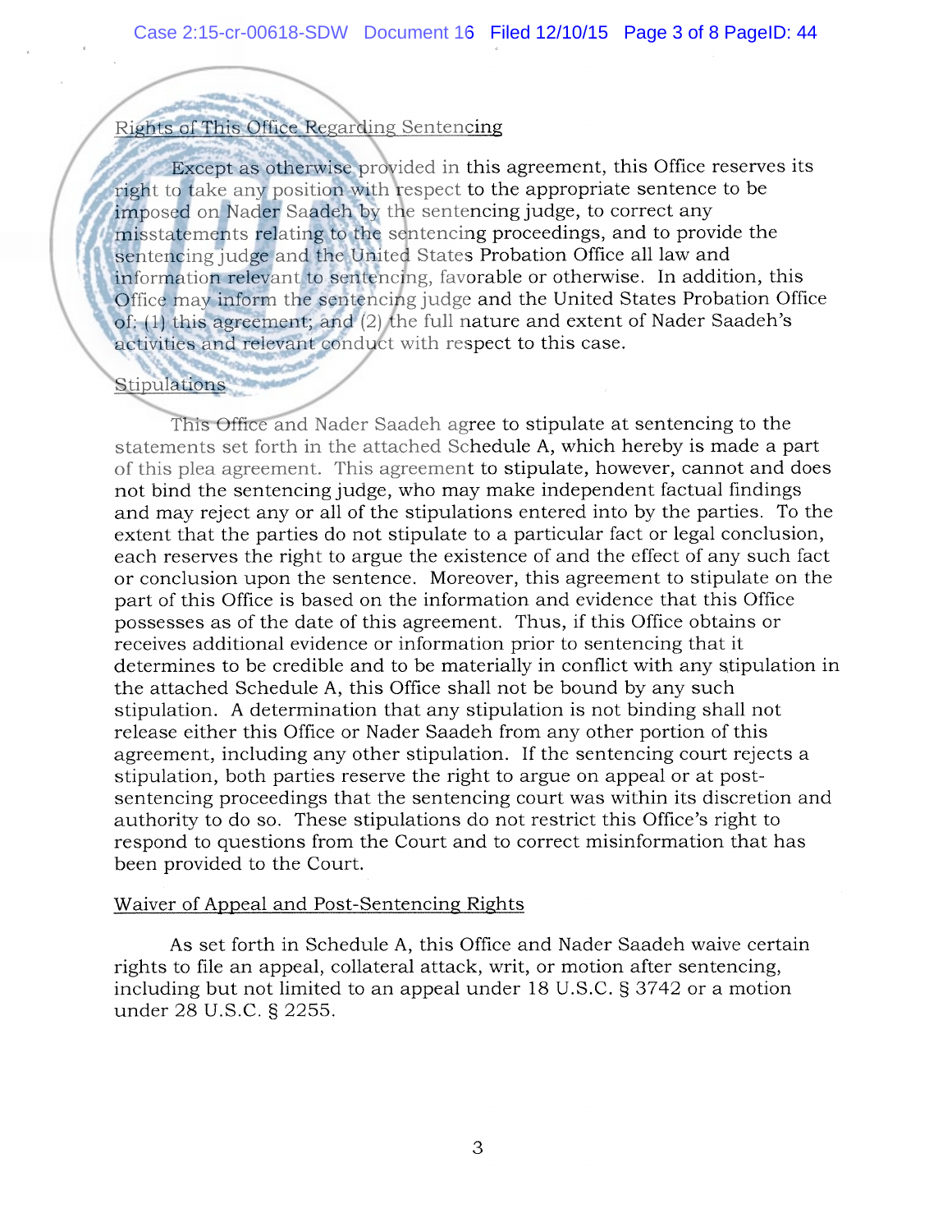Rights of This Office Regarding Sentencing

Except as otherwise provided in this agreement, this Office reserves its right to take any position with respect to the appropriate sentence to be imposed on Nader Saadeh by the sentencing judge, to correct any misstatements relating to the sentencing proceedings, and to provide the sentencing judge and the United States Probation Office all law and information relevant to sentencing, favorable or otherwise. In addition, this Office may inform the sentencing judge and the United States Probation Office of: (1) this agreement; and (2) the full nature and extent of Nader Saadeh's activities and relevant conduct with respect to this case.

Stipulations

This Office and Nader Saadeh agree to stipulate at sentencing to the statements set forth in the attached Schedule A, which hereby is made a part of this plea agreement. This agreement to stipulate, however, cannot and does not bind the sentencing judge, who may make independent factual findings and may reject any or all of the stipulations entered into by the parties. To the extent that the parties do not stipulate to a particular fact or legal conclusion, each reserves the right to argue the existence of and the effect of any such fact or conclusion upon the sentence. Moreover, this agreement to stipulate on the part of this Office is based on the information and evidence that this Office possesses as of the date of this agreement. Thus, if this Office obtains or receives additional evidence or information prior to sentencing that it determines to be credible and to be materially in conflict with any stipulation in the attached Schedule A, this Office shall not be bound by any such stipulation. A determination that any stipulation is not binding shall not release either this Office or Nader Saadeh from any other portion of this agreement, including any other stipulation. If the sentencing court rejects a stipulation, both parties reserve the right to argue on appeal or at post-sentencing proceedings that the sentencing court was within its discretion and authority to do so. These stipulations do not restrict this Office's right to respond to questions from the Court and to correct misinformation that has been provided to the Court.

Waiver of Appeal and Post-Sentencing Rights

As set forth in Schedule A, this Office and Nader Saadeh waive certain rights to file an appeal, collateral attack, writ, or motion after sentencing, including but not limited to an appeal under 18 U.S.C. § 3742 or a motion under 28 U.S.C. § 2255.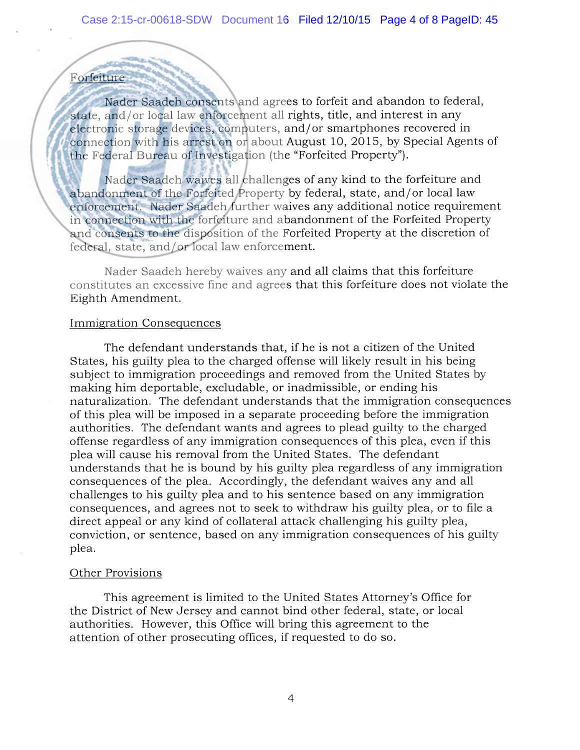Forfeiture

Nader Saadeh consents and agrees to forfeit and abandon to federal, state, and/or local law enforcement all rights, title, and interest in any electronic storage devices, computers, and/or smartphones recovered in connection with his arrest on or about August 10, 2015, by Special Agents of the Federal Bureau of Investigation (the "Forfeited Property").

Nader Saadeh waives all challenges of any kind to the forfeiture and abandonment of the Forfeited Property by federal, state, and/or local law enforcement. Nader Saadeh further waives any additional notice requirement in connection with the forfeiture and abandonment of the Forfeited Property and consents to the disposition of the Forfeited Property at the discretion of federal, state, and/or local law enforcement.

Nader Saadeh hereby waives any and all claims that this forfeiture constitutes an excessive fine and agrees that this forfeiture does not violate the Eighth Amendment.

Immigration Consequences

The defendant understands that, if he is not a citizen of the United States, his guilty plea to the charged offense will likely result in his being subject to immigration proceedings and removed from the United States by making him deportable, excludable, or inadmissible, or ending his naturalization. The defendant understands that the immigration consequences of this plea will be imposed in a separate proceeding before the immigration authorities. The defendant wants and agrees to plead guilty to the charged offense regardless of any immigration consequences of this plea, even if this plea will cause his removal from the United States. The defendant understands that he is bound by his guilty plea regardless of any immigration consequences of the plea. Accordingly, the defendant waives any and all challenges to his guilty plea and to his sentence based on any immigration consequences, and agrees not to seek to withdraw his guilty plea, or to file a direct appeal or any kind of collateral attack challenging his guilty plea, conviction, or sentence, based on any immigration consequences of his guilty plea.

Other Provisions

This agreement is limited to the United States Attorney's Office for the District of New Jersey and cannot bind other federal, state, or local authorities. However, this Office will bring this agreement to the attention of other prosecuting offices, if requested to do so.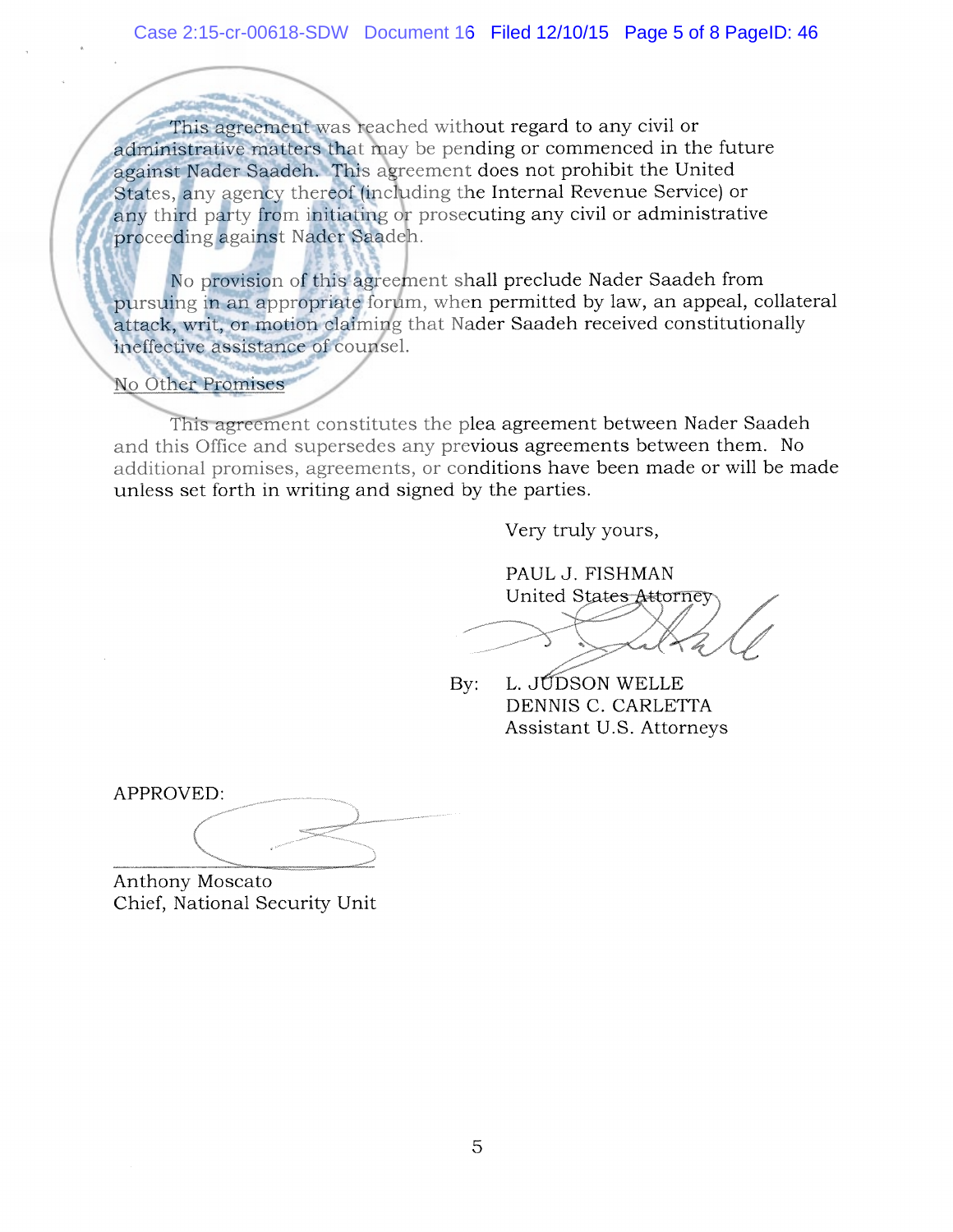This agreement was reached without regard to any civil or administrative matters that may be pending or commenced in the future against Nader Saadeh. This agreement does not prohibit the United States, any agency thereof (including the Internal Revenue Service) or any third party from initiating or prosecuting any civil or administrative proceeding against Nader Saadeh.

No provision of this agreement shall preclude Nader Saadeh from pursuing in an appropriate forum, when permitted by law, an appeal, collateral attack, writ, or motion claiming that Nader Saadeh received constitutionally ineffective assistance of counsel.

No Other Promises

This agreement constitutes the plea agreement between Nader Saadeh and this Office and supersedes any previous agreements between them. No additional promises, agreements, or conditions have been made or will be made unless set forth in writing and signed by the parties.

Very truly yours,

PAUL J. FISHMAN
United States Attorney

By: L. JUDSON WELLE
DENNIS C. CARLETTA
Assistant U.S. Attorneys

APPROVED:

Anthony Moscato
Chief, National Security Unit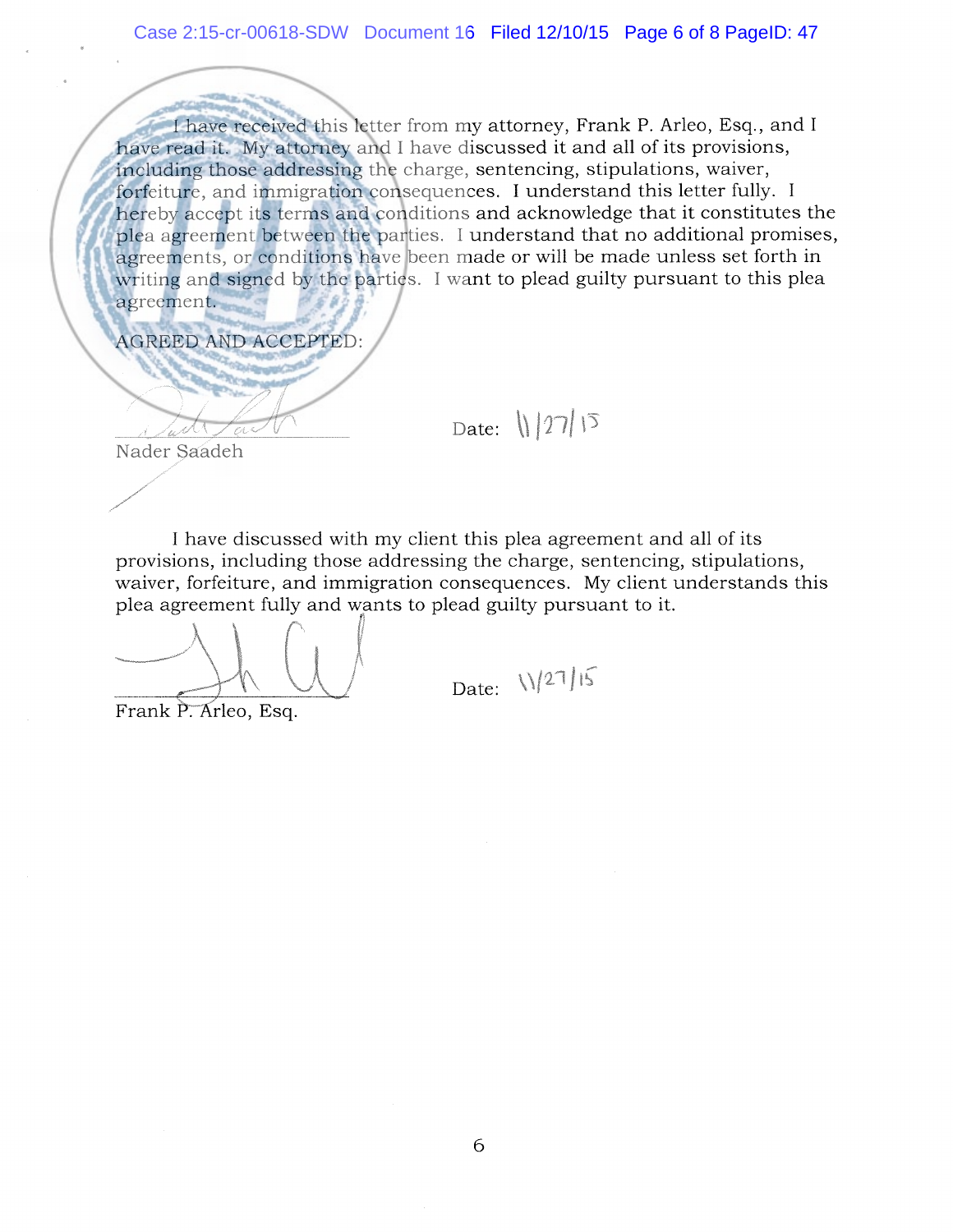I have received this letter from my attorney, Frank P. Arleo, Esq., and I have read it. My attorney and I have discussed it and all of its provisions, including those addressing the charge, sentencing, stipulations, waiver, forfeiture, and immigration consequences. I understand this letter fully. I hereby accept its terms and conditions and acknowledge that it constitutes the plea agreement between the parties. I understand that no additional promises, agreements, or conditions have been made or will be made unless set forth in writing and signed by the parties. I want to plead guilty pursuant to this plea agreement.

AGREED AND ACCEPTED:

_______________________ Date: 11/27/15
Nader Saadeh

I have discussed with my client this plea agreement and all of its provisions, including those addressing the charge, sentencing, stipulations, waiver, forfeiture, and immigration consequences. My client understands this plea agreement fully and wants to plead guilty pursuant to it.

_______________________ Date: 11/27/15
Frank P. Arleo, Esq.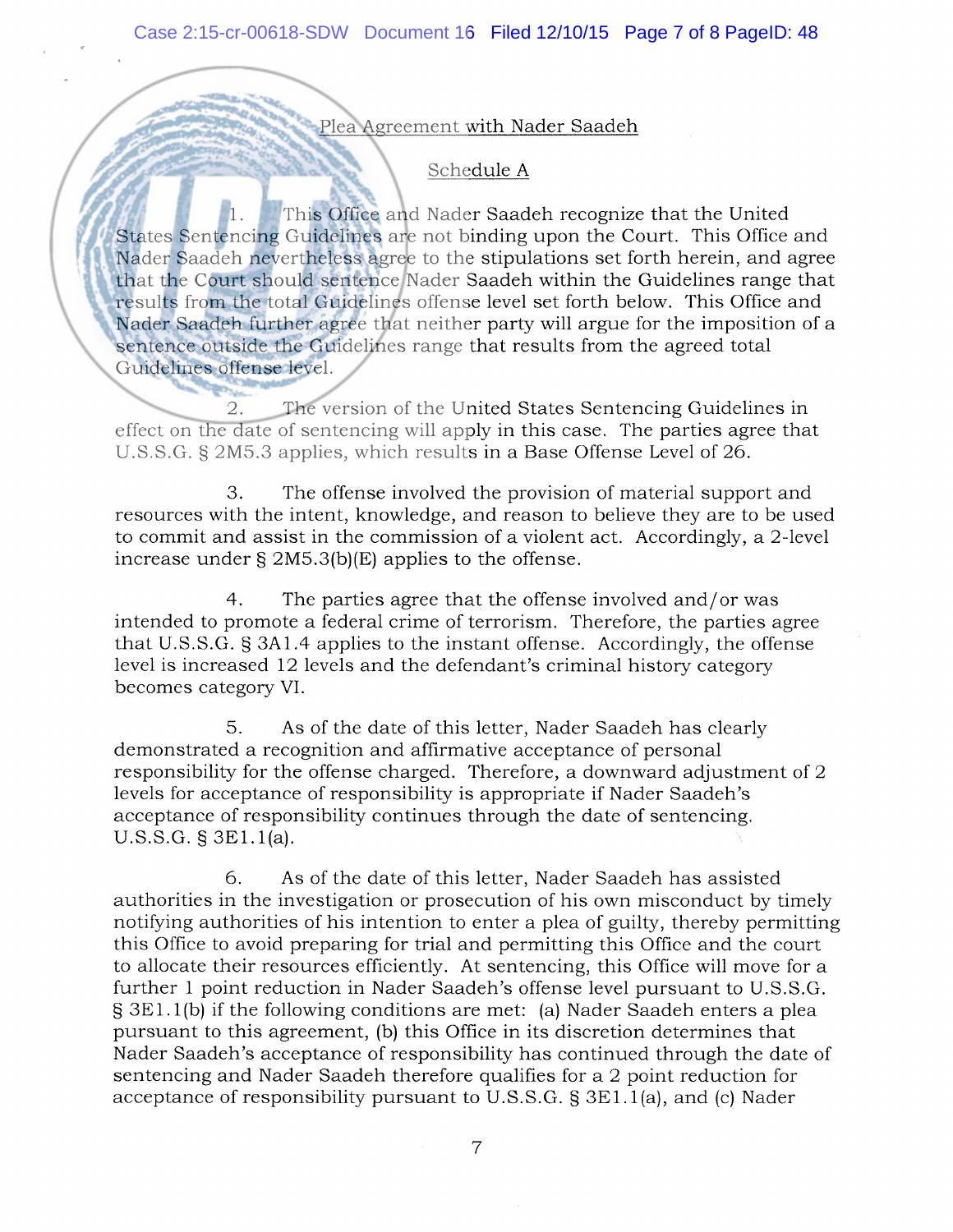Plea Agreement with Nader Saadeh

Schedule A

1. This Office and Nader Saadeh recognize that the United States Sentencing Guidelines are not binding upon the Court. This Office and Nader Saadeh nevertheless agree to the stipulations set forth herein, and agree that the Court should sentence Nader Saadeh within the Guidelines range that results from the total Guidelines offense level set forth below. This Office and Nader Saadeh further agree that neither party will argue for the imposition of a sentence outside the Guidelines range that results from the agreed total Guidelines offense level.

2. The version of the United States Sentencing Guidelines in effect on the date of sentencing will apply in this case. The parties agree that U.S.S.G. § 2M5.3 applies, which results in a Base Offense Level of 26.

3. The offense involved the provision of material support and resources with the intent, knowledge, and reason to believe they are to be used to commit and assist in the commission of a violent act. Accordingly, a 2-level increase under § 2M5.3(b)(E) applies to the offense.

4. The parties agree that the offense involved and/or was intended to promote a federal crime of terrorism. Therefore, the parties agree that U.S.S.G. § 3A1.4 applies to the instant offense. Accordingly, the offense level is increased 12 levels and the defendant's criminal history category becomes category VI.

5. As of the date of this letter, Nader Saadeh has clearly demonstrated a recognition and affirmative acceptance of personal responsibility for the offense charged. Therefore, a downward adjustment of 2 levels for acceptance of responsibility is appropriate if Nader Saadeh's acceptance of responsibility continues through the date of sentencing. U.S.S.G. § 3E1.1(a).

6. As of the date of this letter, Nader Saadeh has assisted authorities in the investigation or prosecution of his own misconduct by timely notifying authorities of his intention to enter a plea of guilty, thereby permitting this Office to avoid preparing for trial and permitting this Office and the court to allocate their resources efficiently. At sentencing, this Office will move for a further 1 point reduction in Nader Saadeh's offense level pursuant to U.S.S.G. § 3E1.1(b) if the following conditions are met: (a) Nader Saadeh enters a plea pursuant to this agreement, (b) this Office in its discretion determines that Nader Saadeh's acceptance of responsibility has continued through the date of sentencing and Nader Saadeh therefore qualifies for a 2 point reduction for acceptance of responsibility pursuant to U.S.S.G. § 3E1.1(a), and (c) Nader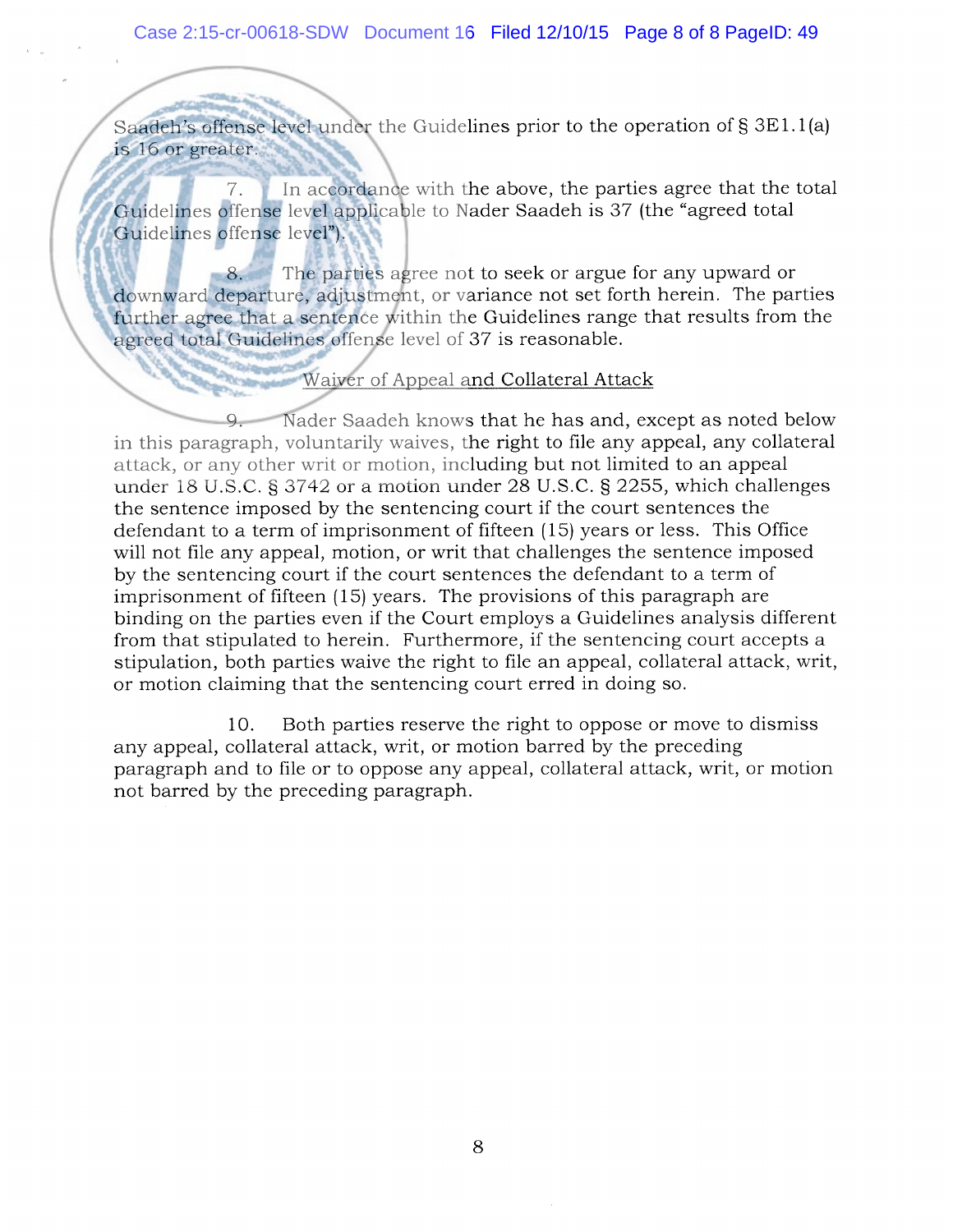Saadeh's offense level under the Guidelines prior to the operation of § 3E1.1(a) is 16 or greater.

7. In accordance with the above, the parties agree that the total Guidelines offense level applicable to Nader Saadeh is 37 (the "agreed total Guidelines offense level").

8. The parties agree not to seek or argue for any upward or downward departure, adjustment, or variance not set forth herein. The parties further agree that a sentence within the Guidelines range that results from the agreed total Guidelines offense level of 37 is reasonable.

Waiver of Appeal and Collateral Attack

9. Nader Saadeh knows that he has and, except as noted below in this paragraph, voluntarily waives, the right to file any appeal, any collateral attack, or any other writ or motion, including but not limited to an appeal under 18 U.S.C. § 3742 or a motion under 28 U.S.C. § 2255, which challenges the sentence imposed by the sentencing court if the court sentences the defendant to a term of imprisonment of fifteen (15) years or less. This Office will not file any appeal, motion, or writ that challenges the sentence imposed by the sentencing court if the court sentences the defendant to a term of imprisonment of fifteen (15) years. The provisions of this paragraph are binding on the parties even if the Court employs a Guidelines analysis different from that stipulated to herein. Furthermore, if the sentencing court accepts a stipulation, both parties waive the right to file an appeal, collateral attack, writ, or motion claiming that the sentencing court erred in doing so.

10. Both parties reserve the right to oppose or move to dismiss any appeal, collateral attack, writ, or motion barred by the preceding paragraph and to file or to oppose any appeal, collateral attack, writ, or motion not barred by the preceding paragraph.